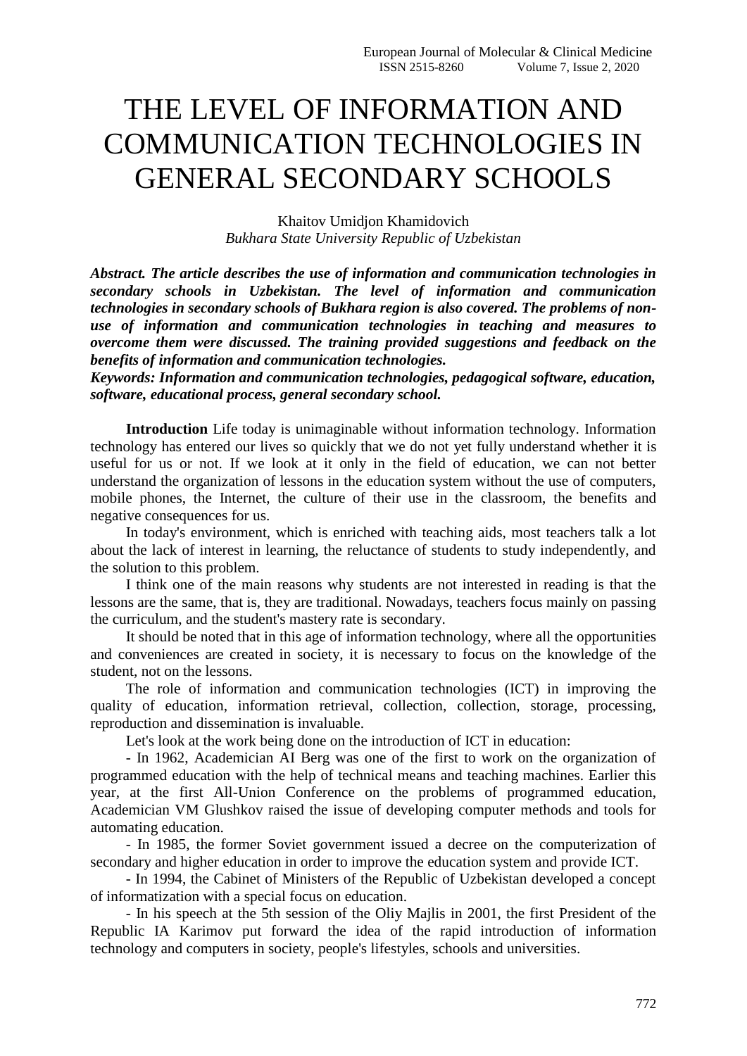# THE LEVEL OF INFORMATION AND COMMUNICATION TECHNOLOGIES IN GENERAL SECONDARY SCHOOLS

Khaitov Umidjon Khamidovich

*Bukhara State University Republic of Uzbekistan*

***Abstract. The article describes the use of information and communication technologies in secondary schools in Uzbekistan. The level of information and communication technologies in secondary schools of Bukhara region is also covered. The problems of non-use of information and communication technologies in teaching and measures to overcome them were discussed. The training provided suggestions and feedback on the benefits of information and communication technologies.***

***Keywords: Information and communication technologies, pedagogical software, education, software, educational process, general secondary school.***

**Introduction** Life today is unimaginable without information technology. Information technology has entered our lives so quickly that we do not yet fully understand whether it is useful for us or not. If we look at it only in the field of education, we can not better understand the organization of lessons in the education system without the use of computers, mobile phones, the Internet, the culture of their use in the classroom, the benefits and negative consequences for us.

In today's environment, which is enriched with teaching aids, most teachers talk a lot about the lack of interest in learning, the reluctance of students to study independently, and the solution to this problem.

I think one of the main reasons why students are not interested in reading is that the lessons are the same, that is, they are traditional. Nowadays, teachers focus mainly on passing the curriculum, and the student's mastery rate is secondary.

It should be noted that in this age of information technology, where all the opportunities and conveniences are created in society, it is necessary to focus on the knowledge of the student, not on the lessons.

The role of information and communication technologies (ICT) in improving the quality of education, information retrieval, collection, collection, storage, processing, reproduction and dissemination is invaluable.

Let's look at the work being done on the introduction of ICT in education:

- In 1962, Academician AI Berg was one of the first to work on the organization of programmed education with the help of technical means and teaching machines. Earlier this year, at the first All-Union Conference on the problems of programmed education, Academician VM Glushkov raised the issue of developing computer methods and tools for automating education.
- In 1985, the former Soviet government issued a decree on the computerization of secondary and higher education in order to improve the education system and provide ICT.
- In 1994, the Cabinet of Ministers of the Republic of Uzbekistan developed a concept of informatization with a special focus on education.
- In his speech at the 5th session of the Oliy Majlis in 2001, the first President of the Republic IA Karimov put forward the idea of the rapid introduction of information technology and computers in society, people's lifestyles, schools and universities.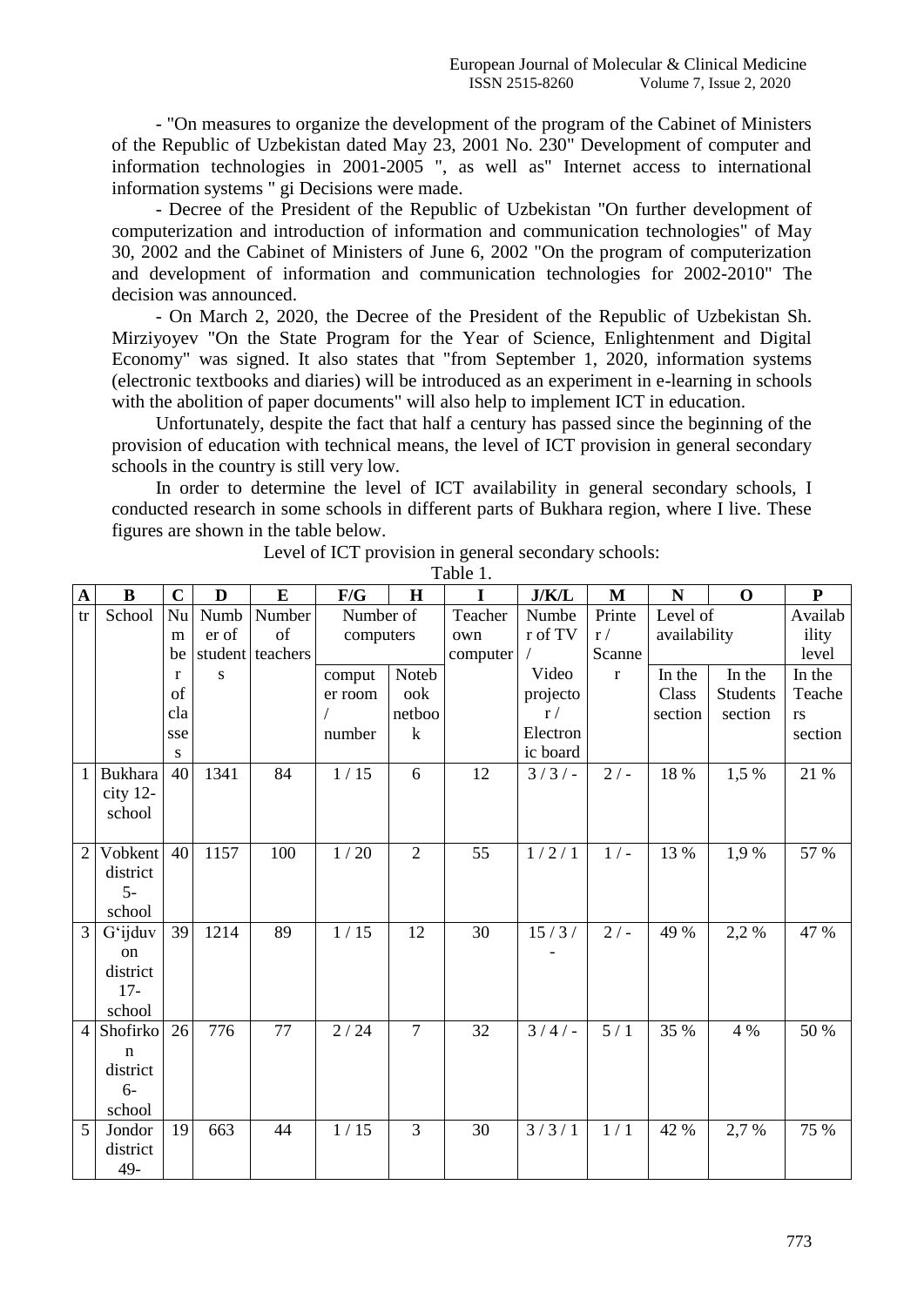- "On measures to organize the development of the program of the Cabinet of Ministers of the Republic of Uzbekistan dated May 23, 2001 No. 230" Development of computer and information technologies in 2001-2005 ", as well as" Internet access to international information systems " gi Decisions were made.

- Decree of the President of the Republic of Uzbekistan "On further development of computerization and introduction of information and communication technologies" of May 30, 2002 and the Cabinet of Ministers of June 6, 2002 "On the program of computerization and development of information and communication technologies for 2002-2010" The decision was announced.

- On March 2, 2020, the Decree of the President of the Republic of Uzbekistan Sh. Mirziyoyev "On the State Program for the Year of Science, Enlightenment and Digital Economy" was signed. It also states that "from September 1, 2020, information systems (electronic textbooks and diaries) will be introduced as an experiment in e-learning in schools with the abolition of paper documents" will also help to implement ICT in education.

Unfortunately, despite the fact that half a century has passed since the beginning of the provision of education with technical means, the level of ICT provision in general secondary schools in the country is still very low.

In order to determine the level of ICT availability in general secondary schools, I conducted research in some schools in different parts of Bukhara region, where I live. These figures are shown in the table below.

Level of ICT provision in general secondary schools:

Table 1.

| A | B | C | D | E | F/G | H | I | J/K/L | M | N | O | P |
|---|---|---|---|---|---|---|---|---|---|---|---|---|
| tr | School | Number of classes | Number of students | Number of teachers | Number of computers | | Teacher own computer | Number of TV / Video projector / Electronic board | Printer / Scanner | Level of availability | | Availability level |
| | | | | | computer room / number | Notebook netbook | | | | In the Class section | In the Students section | In the Teachers section |
| 1 | Bukhara city 12-school | 40 | 1341 | 84 | 1 / 15 | 6 | 12 | 3 / 3 / - | 2 / - | 18 % | 1,5 % | 21 % |
| 2 | Vobkent district 5-school | 40 | 1157 | 100 | 1 / 20 | 2 | 55 | 1 / 2 / 1 | 1 / - | 13 % | 1,9 % | 57 % |
| 3 | G'ijduvon district 17-school | 39 | 1214 | 89 | 1 / 15 | 12 | 30 | 15 / 3 / - | 2 / - | 49 % | 2,2 % | 47 % |
| 4 | Shofirkon district 6-school | 26 | 776 | 77 | 2 / 24 | 7 | 32 | 3 / 4 / - | 5 / 1 | 35 % | 4 % | 50 % |
| 5 | Jondor district 49- | 19 | 663 | 44 | 1 / 15 | 3 | 30 | 3 / 3 / 1 | 1 / 1 | 42 % | 2,7 % | 75 % |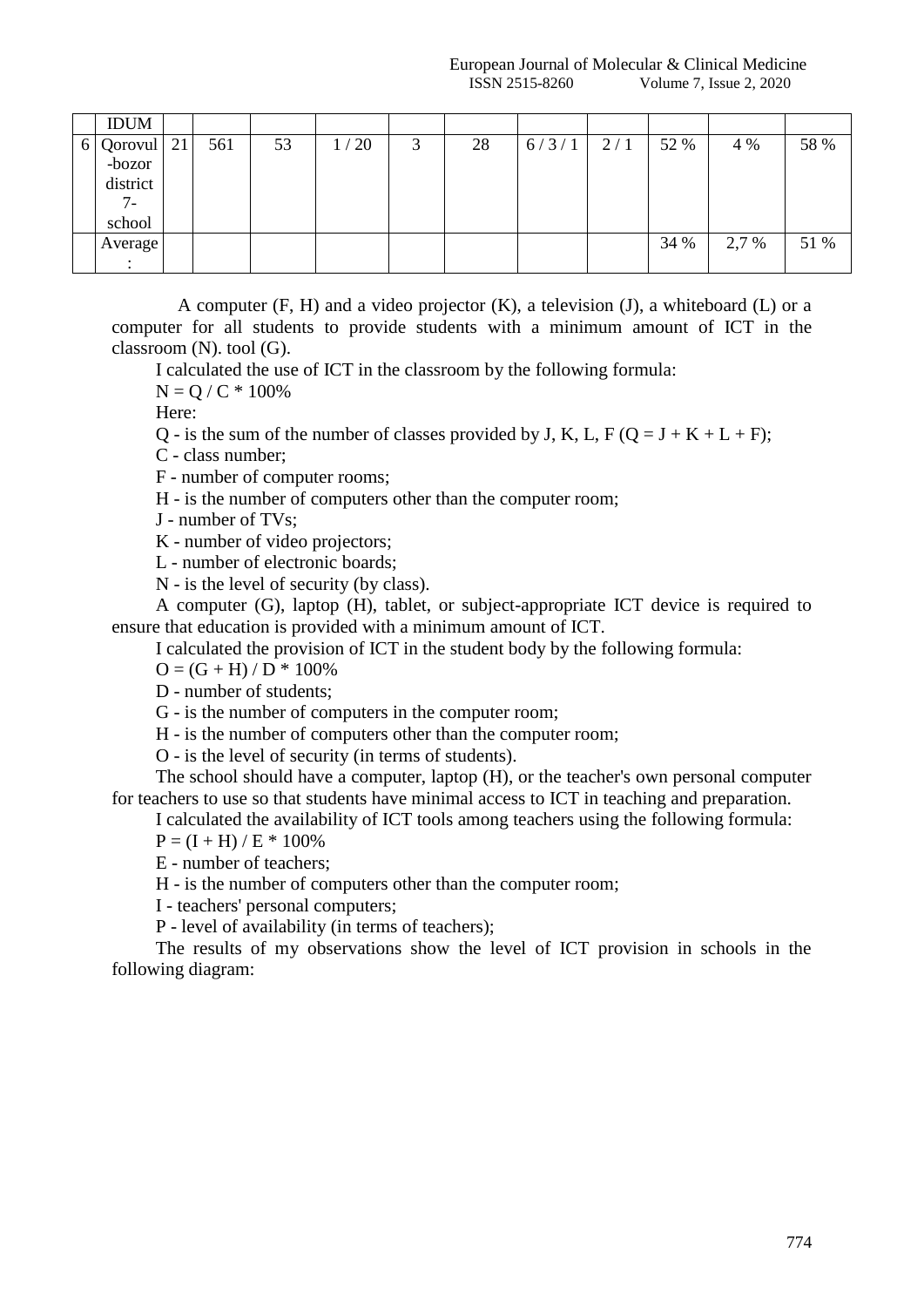| | | | | | | | | | | | | |
|---|---|---|---|---|---|---|---|---|---|---|---|---|
| | IDUM | | | | | | | | | | | |
| 6 | Qorovul-bozor district 7-school | 21 | 561 | 53 | 1 / 20 | 3 | 28 | 6 / 3 / 1 | 2 / 1 | 52 % | 4 % | 58 % |
| | Average: | | | | | | | | | 34 % | 2,7 % | 51 % |

A computer (F, H) and a video projector (K), a television (J), a whiteboard (L) or a computer for all students to provide students with a minimum amount of ICT in the classroom (N). tool (G).

I calculated the use of ICT in the classroom by the following formula:

$N = Q / C * 100\%$

Here:

Q - is the sum of the number of classes provided by J, K, L, F ($Q = J + K + L + F$);

C - class number;

F - number of computer rooms;

H - is the number of computers other than the computer room;

J - number of TVs;

K - number of video projectors;

L - number of electronic boards;

N - is the level of security (by class).

A computer (G), laptop (H), tablet, or subject-appropriate ICT device is required to ensure that education is provided with a minimum amount of ICT.

I calculated the provision of ICT in the student body by the following formula:

$O = (G + H) / D * 100\%$

D - number of students;

G - is the number of computers in the computer room;

H - is the number of computers other than the computer room;

O - is the level of security (in terms of students).

The school should have a computer, laptop (H), or the teacher's own personal computer for teachers to use so that students have minimal access to ICT in teaching and preparation.

I calculated the availability of ICT tools among teachers using the following formula:

$P = (I + H) / E * 100\%$

E - number of teachers;

H - is the number of computers other than the computer room;

I - teachers' personal computers;

P - level of availability (in terms of teachers);

The results of my observations show the level of ICT provision in schools in the following diagram: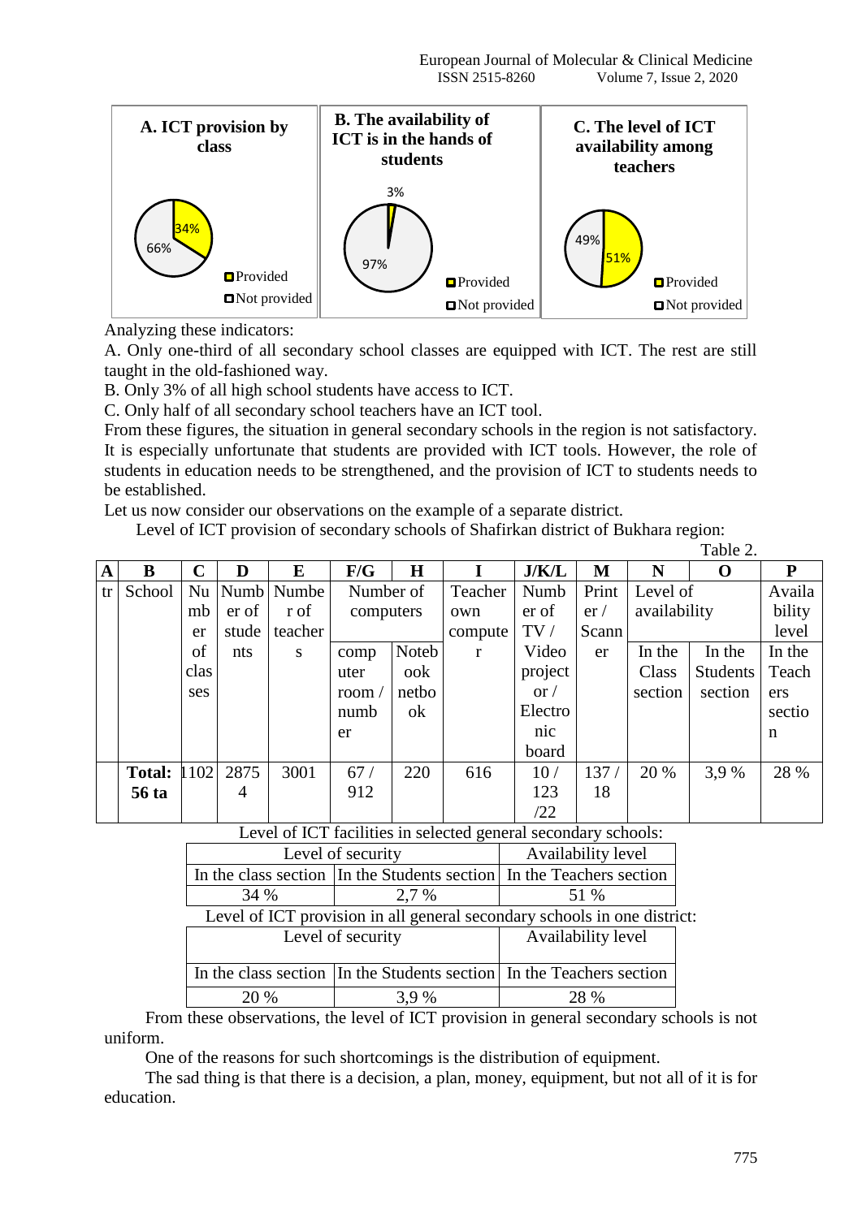A. ICT provision by class

34%
66%
Provided
Not provided

B. The availability of ICT is in the hands of students

3%
97%
Provided
Not provided

C. The level of ICT availability among teachers

49%
51%
Provided
Not provided

Analyzing these indicators:

A. Only one-third of all secondary school classes are equipped with ICT. The rest are still taught in the old-fashioned way.

B. Only 3% of all high school students have access to ICT.

C. Only half of all secondary school teachers have an ICT tool.

From these figures, the situation in general secondary schools in the region is not satisfactory. It is especially unfortunate that students are provided with ICT tools. However, the role of students in education needs to be strengthened, and the provision of ICT to students needs to be established.

Let us now consider our observations on the example of a separate district.

Level of ICT provision of secondary schools of Shafirkan district of Bukhara region:

Table 2.

| A | B | C | D | E | F/G | H | I | J/K/L | M | N | O | P |
|---|---|---|---|---|---|---|---|---|---|---|---|---|
| tr | School | Number of classes | Number of students | Number of teachers | Number of computers | | Teacher own computer | Number of TV / Video projector / Electronic board | Printer / Scanner | Level of availability | | Availability level |
| | | | | | computer room / number | Notebook netbook | | | | In the Class section | In the Students section | In the Teachers section |
| | **Total: 56 ta** | 1102 | 28754 | 3001 | 67 / 912 | 220 | 616 | 10 / 123 /22 | 137 / 18 | 20 % | 3,9 % | 28 % |

Level of ICT facilities in selected general secondary schools:

| Level of security | | Availability level |
|---|---|---|
| In the class section | In the Students section | In the Teachers section |
| 34 % | 2,7 % | 51 % |

Level of ICT provision in all general secondary schools in one district:

| Level of security | | Availability level |
|---|---|---|
| In the class section | In the Students section | In the Teachers section |
| 20 % | 3,9 % | 28 % |

From these observations, the level of ICT provision in general secondary schools is not uniform.

One of the reasons for such shortcomings is the distribution of equipment.

The sad thing is that there is a decision, a plan, money, equipment, but not all of it is for education.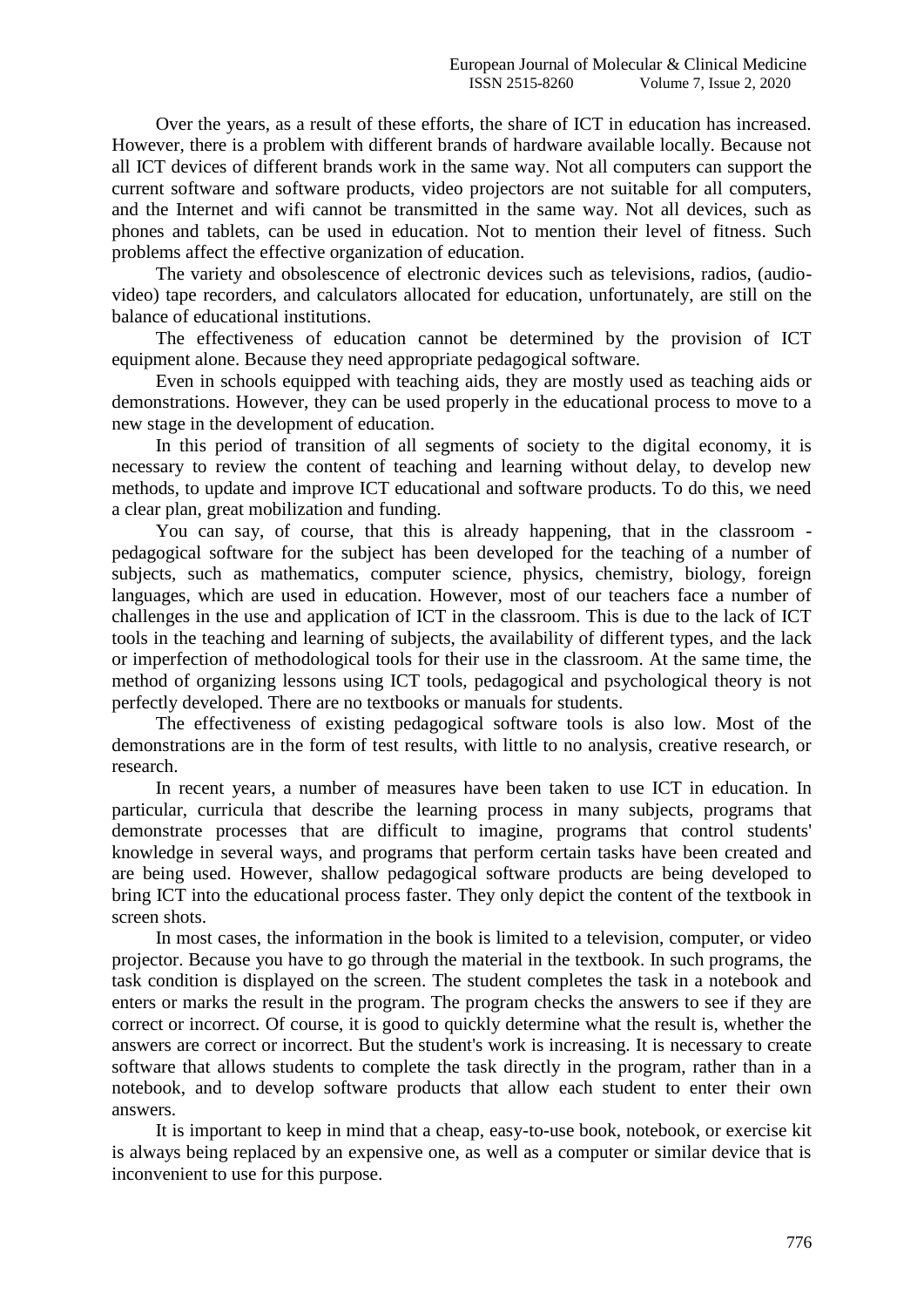Over the years, as a result of these efforts, the share of ICT in education has increased. However, there is a problem with different brands of hardware available locally. Because not all ICT devices of different brands work in the same way. Not all computers can support the current software and software products, video projectors are not suitable for all computers, and the Internet and wifi cannot be transmitted in the same way. Not all devices, such as phones and tablets, can be used in education. Not to mention their level of fitness. Such problems affect the effective organization of education.

The variety and obsolescence of electronic devices such as televisions, radios, (audio-video) tape recorders, and calculators allocated for education, unfortunately, are still on the balance of educational institutions.

The effectiveness of education cannot be determined by the provision of ICT equipment alone. Because they need appropriate pedagogical software.

Even in schools equipped with teaching aids, they are mostly used as teaching aids or demonstrations. However, they can be used properly in the educational process to move to a new stage in the development of education.

In this period of transition of all segments of society to the digital economy, it is necessary to review the content of teaching and learning without delay, to develop new methods, to update and improve ICT educational and software products. To do this, we need a clear plan, great mobilization and funding.

You can say, of course, that this is already happening, that in the classroom - pedagogical software for the subject has been developed for the teaching of a number of subjects, such as mathematics, computer science, physics, chemistry, biology, foreign languages, which are used in education. However, most of our teachers face a number of challenges in the use and application of ICT in the classroom. This is due to the lack of ICT tools in the teaching and learning of subjects, the availability of different types, and the lack or imperfection of methodological tools for their use in the classroom. At the same time, the method of organizing lessons using ICT tools, pedagogical and psychological theory is not perfectly developed. There are no textbooks or manuals for students.

The effectiveness of existing pedagogical software tools is also low. Most of the demonstrations are in the form of test results, with little to no analysis, creative research, or research.

In recent years, a number of measures have been taken to use ICT in education. In particular, curricula that describe the learning process in many subjects, programs that demonstrate processes that are difficult to imagine, programs that control students' knowledge in several ways, and programs that perform certain tasks have been created and are being used. However, shallow pedagogical software products are being developed to bring ICT into the educational process faster. They only depict the content of the textbook in screen shots.

In most cases, the information in the book is limited to a television, computer, or video projector. Because you have to go through the material in the textbook. In such programs, the task condition is displayed on the screen. The student completes the task in a notebook and enters or marks the result in the program. The program checks the answers to see if they are correct or incorrect. Of course, it is good to quickly determine what the result is, whether the answers are correct or incorrect. But the student's work is increasing. It is necessary to create software that allows students to complete the task directly in the program, rather than in a notebook, and to develop software products that allow each student to enter their own answers.

It is important to keep in mind that a cheap, easy-to-use book, notebook, or exercise kit is always being replaced by an expensive one, as well as a computer or similar device that is inconvenient to use for this purpose.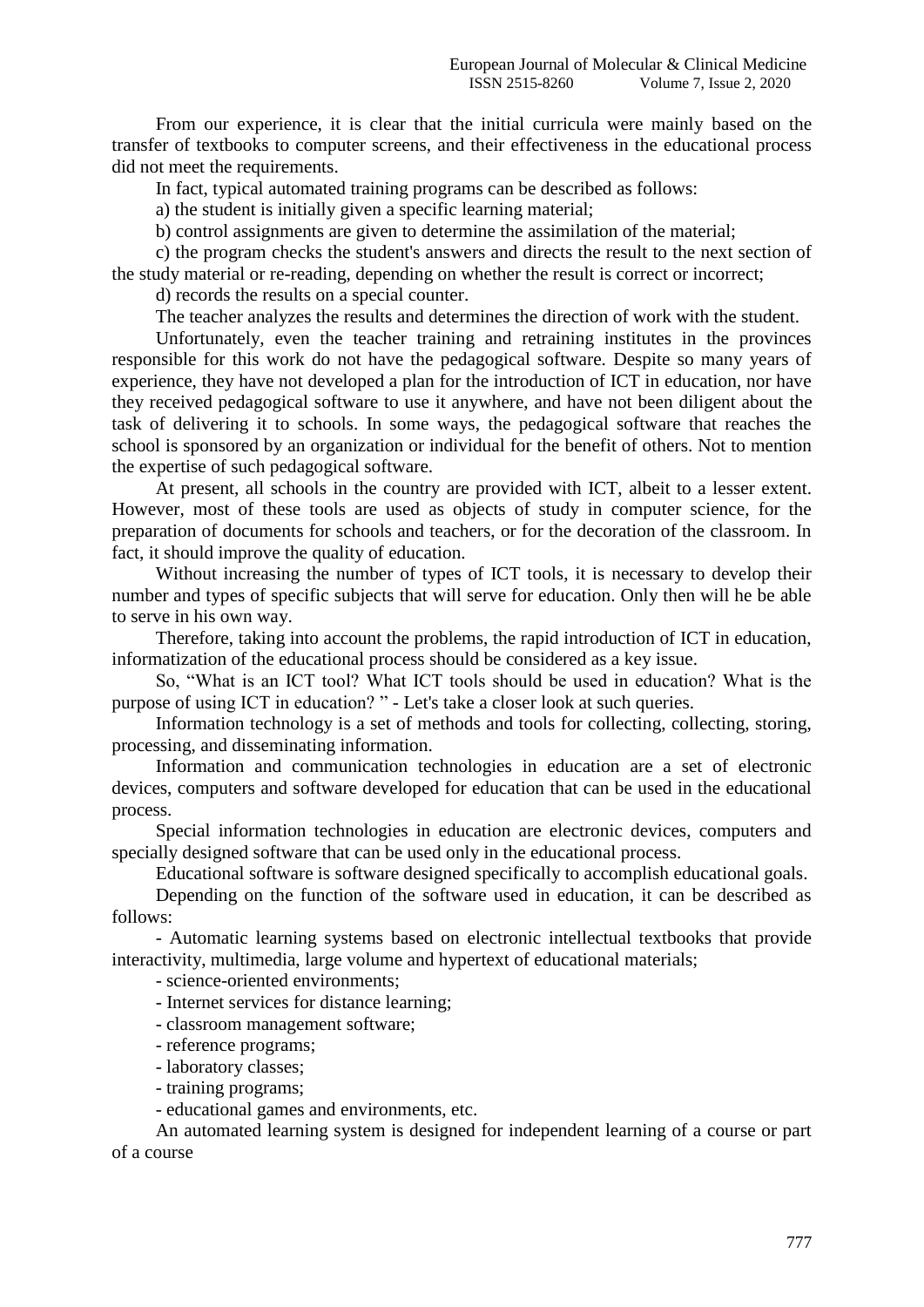From our experience, it is clear that the initial curricula were mainly based on the transfer of textbooks to computer screens, and their effectiveness in the educational process did not meet the requirements.

In fact, typical automated training programs can be described as follows:

a) the student is initially given a specific learning material;

b) control assignments are given to determine the assimilation of the material;

c) the program checks the student's answers and directs the result to the next section of the study material or re-reading, depending on whether the result is correct or incorrect;

d) records the results on a special counter.

The teacher analyzes the results and determines the direction of work with the student.

Unfortunately, even the teacher training and retraining institutes in the provinces responsible for this work do not have the pedagogical software. Despite so many years of experience, they have not developed a plan for the introduction of ICT in education, nor have they received pedagogical software to use it anywhere, and have not been diligent about the task of delivering it to schools. In some ways, the pedagogical software that reaches the school is sponsored by an organization or individual for the benefit of others. Not to mention the expertise of such pedagogical software.

At present, all schools in the country are provided with ICT, albeit to a lesser extent. However, most of these tools are used as objects of study in computer science, for the preparation of documents for schools and teachers, or for the decoration of the classroom. In fact, it should improve the quality of education.

Without increasing the number of types of ICT tools, it is necessary to develop their number and types of specific subjects that will serve for education. Only then will he be able to serve in his own way.

Therefore, taking into account the problems, the rapid introduction of ICT in education, informatization of the educational process should be considered as a key issue.

So, "What is an ICT tool? What ICT tools should be used in education? What is the purpose of using ICT in education? " - Let's take a closer look at such queries.

Information technology is a set of methods and tools for collecting, collecting, storing, processing, and disseminating information.

Information and communication technologies in education are a set of electronic devices, computers and software developed for education that can be used in the educational process.

Special information technologies in education are electronic devices, computers and specially designed software that can be used only in the educational process.

Educational software is software designed specifically to accomplish educational goals.

Depending on the function of the software used in education, it can be described as follows:

- Automatic learning systems based on electronic intellectual textbooks that provide interactivity, multimedia, large volume and hypertext of educational materials;
- science-oriented environments;
- Internet services for distance learning;
- classroom management software;
- reference programs;
- laboratory classes;
- training programs;
- educational games and environments, etc.

An automated learning system is designed for independent learning of a course or part of a course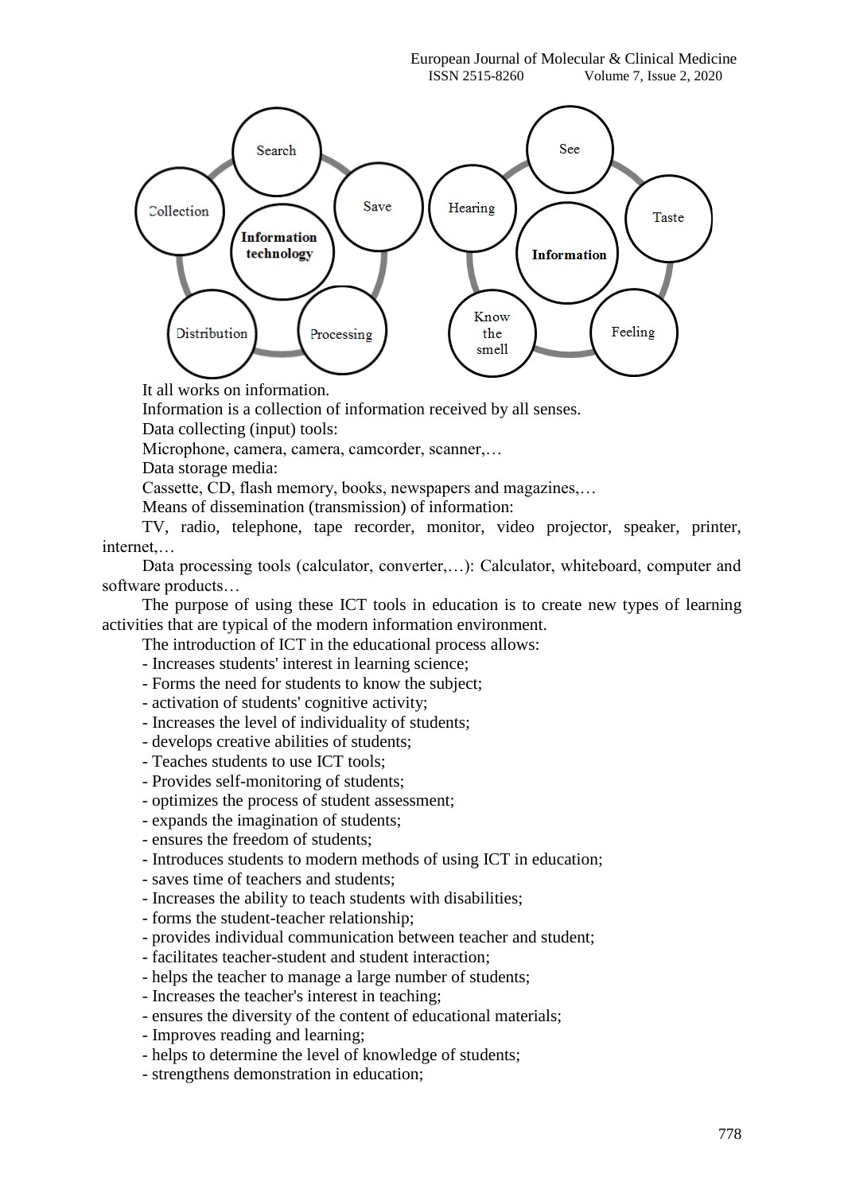Search

Collection

Save

Information technology

Distribution

Processing

See

Hearing

Taste

Information

Know the smell

Feeling

It all works on information.

Information is a collection of information received by all senses.

Data collecting (input) tools:

Microphone, camera, camera, camcorder, scanner,…

Data storage media:

Cassette, CD, flash memory, books, newspapers and magazines,…

Means of dissemination (transmission) of information:

TV, radio, telephone, tape recorder, monitor, video projector, speaker, printer, internet,…

Data processing tools (calculator, converter,…): Calculator, whiteboard, computer and software products…

The purpose of using these ICT tools in education is to create new types of learning activities that are typical of the modern information environment.

The introduction of ICT in the educational process allows:

- Increases students' interest in learning science;
- Forms the need for students to know the subject;
- activation of students' cognitive activity;
- Increases the level of individuality of students;
- develops creative abilities of students;
- Teaches students to use ICT tools;
- Provides self-monitoring of students;
- optimizes the process of student assessment;
- expands the imagination of students;
- ensures the freedom of students;
- Introduces students to modern methods of using ICT in education;
- saves time of teachers and students;
- Increases the ability to teach students with disabilities;
- forms the student-teacher relationship;
- provides individual communication between teacher and student;
- facilitates teacher-student and student interaction;
- helps the teacher to manage a large number of students;
- Increases the teacher's interest in teaching;
- ensures the diversity of the content of educational materials;
- Improves reading and learning;
- helps to determine the level of knowledge of students;
- strengthens demonstration in education;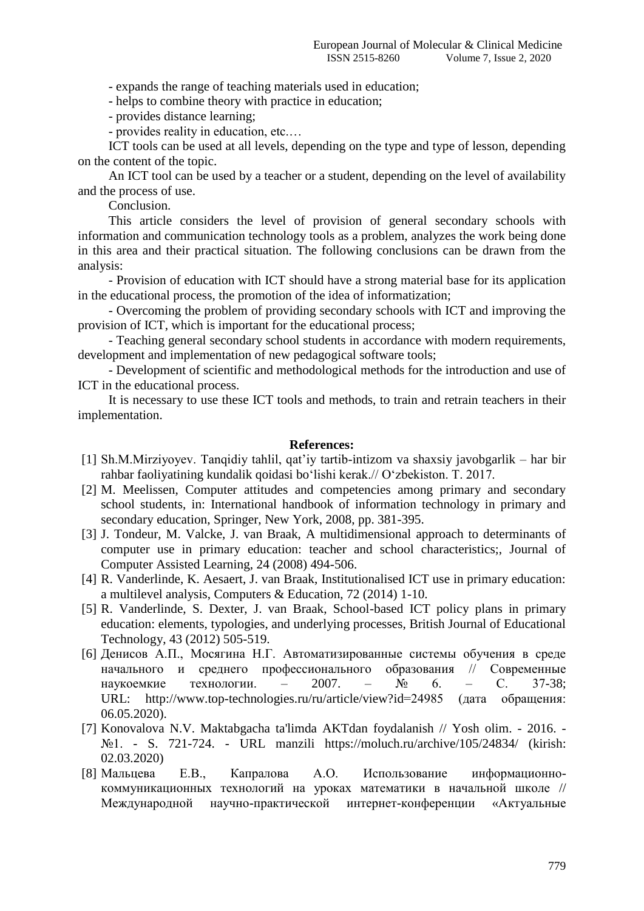- expands the range of teaching materials used in education;

- helps to combine theory with practice in education;

- provides distance learning;

- provides reality in education, etc.…

ICT tools can be used at all levels, depending on the type and type of lesson, depending on the content of the topic.

An ICT tool can be used by a teacher or a student, depending on the level of availability and the process of use.

Conclusion.

This article considers the level of provision of general secondary schools with information and communication technology tools as a problem, analyzes the work being done in this area and their practical situation. The following conclusions can be drawn from the analysis:

- Provision of education with ICT should have a strong material base for its application in the educational process, the promotion of the idea of informatization;

- Overcoming the problem of providing secondary schools with ICT and improving the provision of ICT, which is important for the educational process;

- Teaching general secondary school students in accordance with modern requirements, development and implementation of new pedagogical software tools;

- Development of scientific and methodological methods for the introduction and use of ICT in the educational process.

It is necessary to use these ICT tools and methods, to train and retrain teachers in their implementation.

**References:**

[1] Sh.M.Mirziyoyev. Tanqidiy tahlil, qat’iy tartib-intizom va shaxsiy javobgarlik – har bir rahbar faoliyatining kundalik qoidasi bo‘lishi kerak.// O‘zbekiston. T. 2017.

[2] M. Meelissen, Computer attitudes and competencies among primary and secondary school students, in: International handbook of information technology in primary and secondary education, Springer, New York, 2008, pp. 381-395.

[3] J. Tondeur, M. Valcke, J. van Braak, A multidimensional approach to determinants of computer use in primary education: teacher and school characteristics;, Journal of Computer Assisted Learning, 24 (2008) 494-506.

[4] R. Vanderlinde, K. Aesaert, J. van Braak, Institutionalised ICT use in primary education: a multilevel analysis, Computers & Education, 72 (2014) 1-10.

[5] R. Vanderlinde, S. Dexter, J. van Braak, School-based ICT policy plans in primary education: elements, typologies, and underlying processes, British Journal of Educational Technology, 43 (2012) 505-519.

[6] Денисов А.П., Мосягина Н.Г. Автоматизированные системы обучения в среде начального и среднего профессионального образования // Современные наукоемкие технологии. – 2007. – № 6. – С. 37-38; URL: http://www.top-technologies.ru/ru/article/view?id=24985 (дата обращения: 06.05.2020).

[7] Konovalova N.V. Maktabgacha ta'limda AKTdan foydalanish // Yosh olim. - 2016. - №1. - S. 721-724. - URL manzili https://moluch.ru/archive/105/24834/ (kirish: 02.03.2020)

[8] Мальцева Е.В., Капралова А.О. Использование информационно-коммуникационных технологий на уроках математики в начальной школе // Международной научно-практической интернет-конференции «Актуальные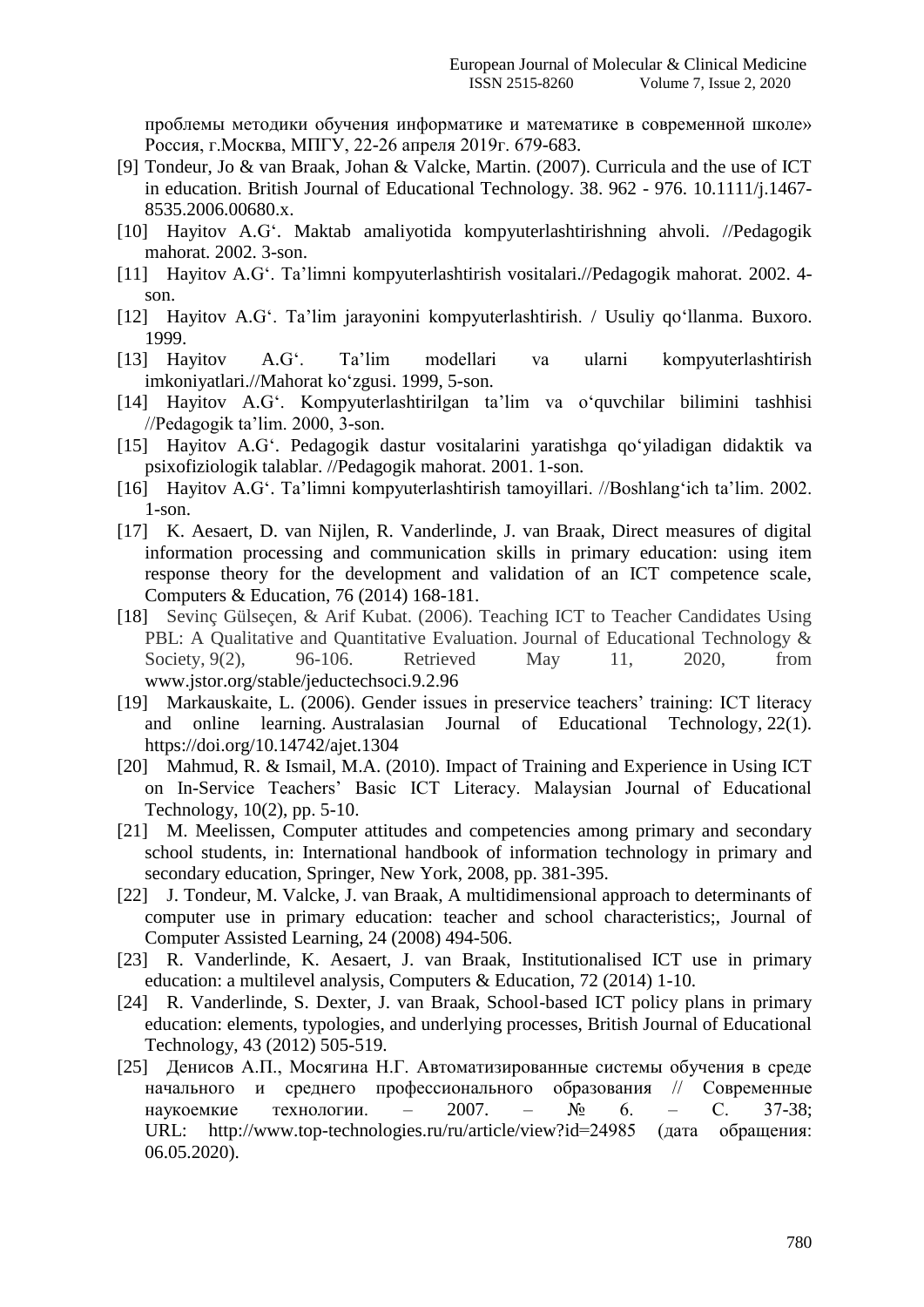проблемы методики обучения информатике и математике в современной школе» Россия, г.Москва, МПГУ, 22-26 апреля 2019г. 679-683.

[9] Tondeur, Jo & van Braak, Johan & Valcke, Martin. (2007). Curricula and the use of ICT in education. British Journal of Educational Technology. 38. 962 - 976. 10.1111/j.1467-8535.2006.00680.x.

[10] Hayitov A.G‘. Maktab amaliyotida kompyuterlashtirishning ahvoli. //Pedagogik mahorat. 2002. 3-son.

[11] Hayitov A.G‘. Ta’limni kompyuterlashtirish vositalari.//Pedagogik mahorat. 2002. 4-son.

[12] Hayitov A.G‘. Ta’lim jarayonini kompyuterlashtirish. / Usuliy qo‘llanma. Buxoro. 1999.

[13] Hayitov A.G‘. Ta’lim modellari va ularni kompyuterlashtirish imkoniyatlari.//Mahorat ko‘zgusi. 1999, 5-son.

[14] Hayitov A.G‘. Kompyuterlashtirilgan ta’lim va o‘quvchilar bilimini tashhisi //Pedagogik ta’lim. 2000, 3-son.

[15] Hayitov A.G‘. Pedagogik dastur vositalarini yaratishga qo‘yiladigan didaktik va psixofiziologik talablar. //Pedagogik mahorat. 2001. 1-son.

[16] Hayitov A.G‘. Ta’limni kompyuterlashtirish tamoyillari. //Boshlang‘ich ta’lim. 2002. 1-son.

[17] K. Aesaert, D. van Nijlen, R. Vanderlinde, J. van Braak, Direct measures of digital information processing and communication skills in primary education: using item response theory for the development and validation of an ICT competence scale, Computers & Education, 76 (2014) 168-181.

[18] Sevinç Gülseçen, & Arif Kubat. (2006). Teaching ICT to Teacher Candidates Using PBL: A Qualitative and Quantitative Evaluation. Journal of Educational Technology & Society, 9(2), 96-106. Retrieved May 11, 2020, from www.jstor.org/stable/jeductechsoci.9.2.96

[19] Markauskaite, L. (2006). Gender issues in preservice teachers’ training: ICT literacy and online learning. Australasian Journal of Educational Technology, 22(1). https://doi.org/10.14742/ajet.1304

[20] Mahmud, R. & Ismail, M.A. (2010). Impact of Training and Experience in Using ICT on In-Service Teachers’ Basic ICT Literacy. Malaysian Journal of Educational Technology, 10(2), pp. 5-10.

[21] M. Meelissen, Computer attitudes and competencies among primary and secondary school students, in: International handbook of information technology in primary and secondary education, Springer, New York, 2008, pp. 381-395.

[22] J. Tondeur, M. Valcke, J. van Braak, A multidimensional approach to determinants of computer use in primary education: teacher and school characteristics;, Journal of Computer Assisted Learning, 24 (2008) 494-506.

[23] R. Vanderlinde, K. Aesaert, J. van Braak, Institutionalised ICT use in primary education: a multilevel analysis, Computers & Education, 72 (2014) 1-10.

[24] R. Vanderlinde, S. Dexter, J. van Braak, School-based ICT policy plans in primary education: elements, typologies, and underlying processes, British Journal of Educational Technology, 43 (2012) 505-519.

[25] Денисов А.П., Мосягина Н.Г. Автоматизированные системы обучения в среде начального и среднего профессионального образования // Современные наукоемкие технологии. – 2007. – № 6. – С. 37-38; URL: http://www.top-technologies.ru/ru/article/view?id=24985 (дата обращения: 06.05.2020).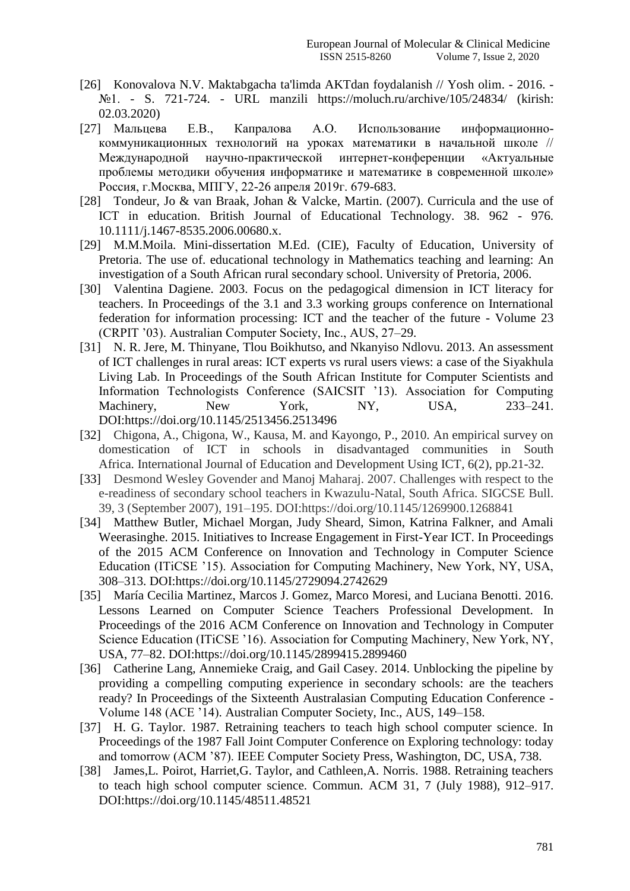[26] Konovalova N.V. Maktabgacha ta'limda AKTdan foydalanish // Yosh olim. - 2016. - №1. - S. 721-724. - URL manzili https://moluch.ru/archive/105/24834/ (kirish: 02.03.2020)

[27] Мальцева Е.В., Капралова А.О. Использование информационно-коммуникационных технологий на уроках математики в начальной школе // Международной научно-практической интернет-конференции «Актуальные проблемы методики обучения информатике и математике в современной школе» Россия, г.Москва, МПГУ, 22-26 апреля 2019г. 679-683.

[28] Tondeur, Jo & van Braak, Johan & Valcke, Martin. (2007). Curricula and the use of ICT in education. British Journal of Educational Technology. 38. 962 - 976. 10.1111/j.1467-8535.2006.00680.x.

[29] M.M.Moila. Mini-dissertation M.Ed. (CIE), Faculty of Education, University of Pretoria. The use of. educational technology in Mathematics teaching and learning: An investigation of a South African rural secondary school. University of Pretoria, 2006.

[30] Valentina Dagiene. 2003. Focus on the pedagogical dimension in ICT literacy for teachers. In Proceedings of the 3.1 and 3.3 working groups conference on International federation for information processing: ICT and the teacher of the future - Volume 23 (CRPIT '03). Australian Computer Society, Inc., AUS, 27–29.

[31] N. R. Jere, M. Thinyane, Tlou Boikhutso, and Nkanyiso Ndlovu. 2013. An assessment of ICT challenges in rural areas: ICT experts vs rural users views: a case of the Siyakhula Living Lab. In Proceedings of the South African Institute for Computer Scientists and Information Technologists Conference (SAICSIT '13). Association for Computing Machinery, New York, NY, USA, 233–241. DOI:https://doi.org/10.1145/2513456.2513496

[32] Chigona, A., Chigona, W., Kausa, M. and Kayongo, P., 2010. An empirical survey on domestication of ICT in schools in disadvantaged communities in South Africa. International Journal of Education and Development Using ICT, 6(2), pp.21-32.

[33] Desmond Wesley Govender and Manoj Maharaj. 2007. Challenges with respect to the e-readiness of secondary school teachers in Kwazulu-Natal, South Africa. SIGCSE Bull. 39, 3 (September 2007), 191–195. DOI:https://doi.org/10.1145/1269900.1268841

[34] Matthew Butler, Michael Morgan, Judy Sheard, Simon, Katrina Falkner, and Amali Weerasinghe. 2015. Initiatives to Increase Engagement in First-Year ICT. In Proceedings of the 2015 ACM Conference on Innovation and Technology in Computer Science Education (ITiCSE '15). Association for Computing Machinery, New York, NY, USA, 308–313. DOI:https://doi.org/10.1145/2729094.2742629

[35] María Cecilia Martinez, Marcos J. Gomez, Marco Moresi, and Luciana Benotti. 2016. Lessons Learned on Computer Science Teachers Professional Development. In Proceedings of the 2016 ACM Conference on Innovation and Technology in Computer Science Education (ITiCSE '16). Association for Computing Machinery, New York, NY, USA, 77–82. DOI:https://doi.org/10.1145/2899415.2899460

[36] Catherine Lang, Annemieke Craig, and Gail Casey. 2014. Unblocking the pipeline by providing a compelling computing experience in secondary schools: are the teachers ready? In Proceedings of the Sixteenth Australasian Computing Education Conference - Volume 148 (ACE '14). Australian Computer Society, Inc., AUS, 149–158.

[37] H. G. Taylor. 1987. Retraining teachers to teach high school computer science. In Proceedings of the 1987 Fall Joint Computer Conference on Exploring technology: today and tomorrow (ACM '87). IEEE Computer Society Press, Washington, DC, USA, 738.

[38] James,L. Poirot, Harriet,G. Taylor, and Cathleen,A. Norris. 1988. Retraining teachers to teach high school computer science. Commun. ACM 31, 7 (July 1988), 912–917. DOI:https://doi.org/10.1145/48511.48521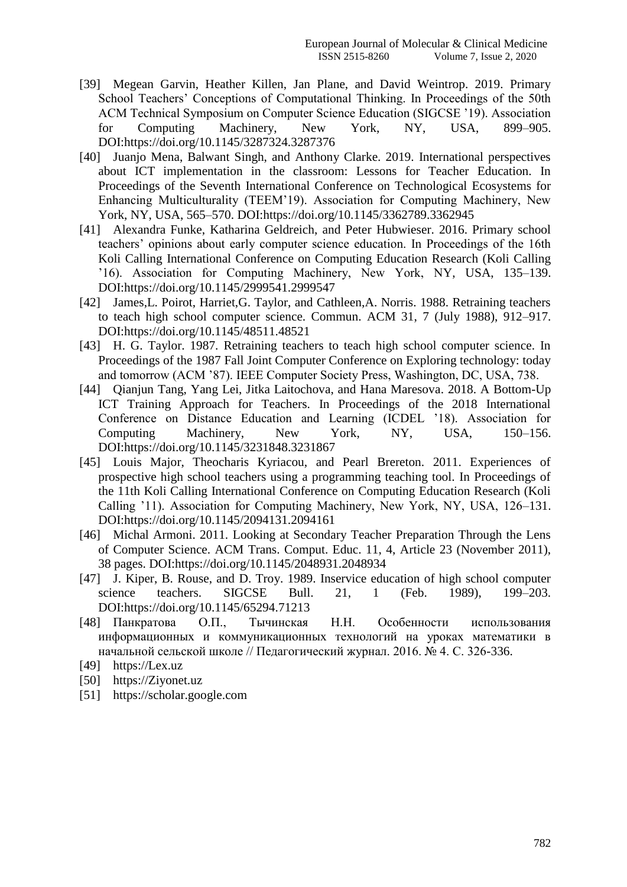[39] Megean Garvin, Heather Killen, Jan Plane, and David Weintrop. 2019. Primary School Teachers' Conceptions of Computational Thinking. In Proceedings of the 50th ACM Technical Symposium on Computer Science Education (SIGCSE '19). Association for Computing Machinery, New York, NY, USA, 899–905. DOI:https://doi.org/10.1145/3287324.3287376

[40] Juanjo Mena, Balwant Singh, and Anthony Clarke. 2019. International perspectives about ICT implementation in the classroom: Lessons for Teacher Education. In Proceedings of the Seventh International Conference on Technological Ecosystems for Enhancing Multiculturality (TEEM'19). Association for Computing Machinery, New York, NY, USA, 565–570. DOI:https://doi.org/10.1145/3362789.3362945

[41] Alexandra Funke, Katharina Geldreich, and Peter Hubwieser. 2016. Primary school teachers' opinions about early computer science education. In Proceedings of the 16th Koli Calling International Conference on Computing Education Research (Koli Calling '16). Association for Computing Machinery, New York, NY, USA, 135–139. DOI:https://doi.org/10.1145/2999541.2999547

[42] James,L. Poirot, Harriet,G. Taylor, and Cathleen,A. Norris. 1988. Retraining teachers to teach high school computer science. Commun. ACM 31, 7 (July 1988), 912–917. DOI:https://doi.org/10.1145/48511.48521

[43] H. G. Taylor. 1987. Retraining teachers to teach high school computer science. In Proceedings of the 1987 Fall Joint Computer Conference on Exploring technology: today and tomorrow (ACM '87). IEEE Computer Society Press, Washington, DC, USA, 738.

[44] Qianjun Tang, Yang Lei, Jitka Laitochova, and Hana Maresova. 2018. A Bottom-Up ICT Training Approach for Teachers. In Proceedings of the 2018 International Conference on Distance Education and Learning (ICDEL '18). Association for Computing Machinery, New York, NY, USA, 150–156. DOI:https://doi.org/10.1145/3231848.3231867

[45] Louis Major, Theocharis Kyriacou, and Pearl Brereton. 2011. Experiences of prospective high school teachers using a programming teaching tool. In Proceedings of the 11th Koli Calling International Conference on Computing Education Research (Koli Calling '11). Association for Computing Machinery, New York, NY, USA, 126–131. DOI:https://doi.org/10.1145/2094131.2094161

[46] Michal Armoni. 2011. Looking at Secondary Teacher Preparation Through the Lens of Computer Science. ACM Trans. Comput. Educ. 11, 4, Article 23 (November 2011), 38 pages. DOI:https://doi.org/10.1145/2048931.2048934

[47] J. Kiper, B. Rouse, and D. Troy. 1989. Inservice education of high school computer science teachers. SIGCSE Bull. 21, 1 (Feb. 1989), 199–203. DOI:https://doi.org/10.1145/65294.71213

[48] Панкратова О.П., Тычинская Н.Н. Особенности использования информационных и коммуникационных технологий на уроках математики в начальной сельской школе // Педагогический журнал. 2016. № 4. С. 326-336.

[49] https://Lex.uz

[50] https://Ziyonet.uz

[51] https://scholar.google.com